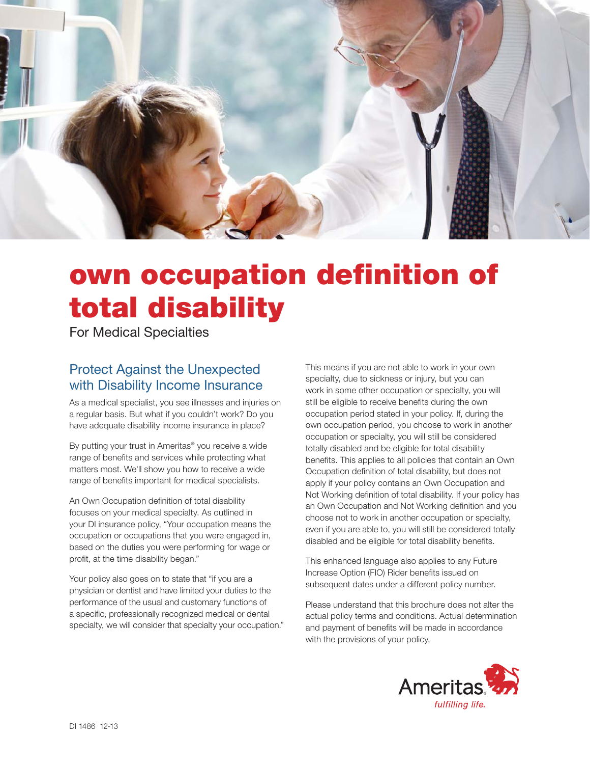# own occupation definition of total disability

For Medical Specialties

## Protect Against the Unexpected with Disability Income Insurance

As a medical specialist, you see illnesses and injuries on a regular basis. But what if you couldn't work? Do you have adequate disability income insurance in place?

By putting your trust in Ameritas® you receive a wide range of benefits and services while protecting what matters most. We'll show you how to receive a wide range of benefits important for medical specialists.

An Own Occupation definition of total disability focuses on your medical specialty. As outlined in your DI insurance policy, "Your occupation means the occupation or occupations that you were engaged in, based on the duties you were performing for wage or profit, at the time disability began."

Your policy also goes on to state that "if you are a physician or dentist and have limited your duties to the performance of the usual and customary functions of a specific, professionally recognized medical or dental specialty, we will consider that specialty your occupation."

This means if you are not able to work in your own specialty, due to sickness or injury, but you can work in some other occupation or specialty, you will still be eligible to receive benefits during the own occupation period stated in your policy. If, during the own occupation period, you choose to work in another occupation or specialty, you will still be considered totally disabled and be eligible for total disability benefits. This applies to all policies that contain an Own Occupation definition of total disability, but does not apply if your policy contains an Own Occupation and Not Working definition of total disability. If your policy has an Own Occupation and Not Working definition and you choose not to work in another occupation or specialty, even if you are able to, you will still be considered totally disabled and be eligible for total disability benefits.

This enhanced language also applies to any Future Increase Option (FIO) Rider benefits issued on subsequent dates under a different policy number.

Please understand that this brochure does not alter the actual policy terms and conditions. Actual determination and payment of benefits will be made in accordance with the provisions of your policy.

Ameritas® *fulfilling life.*

DI 1486 12-13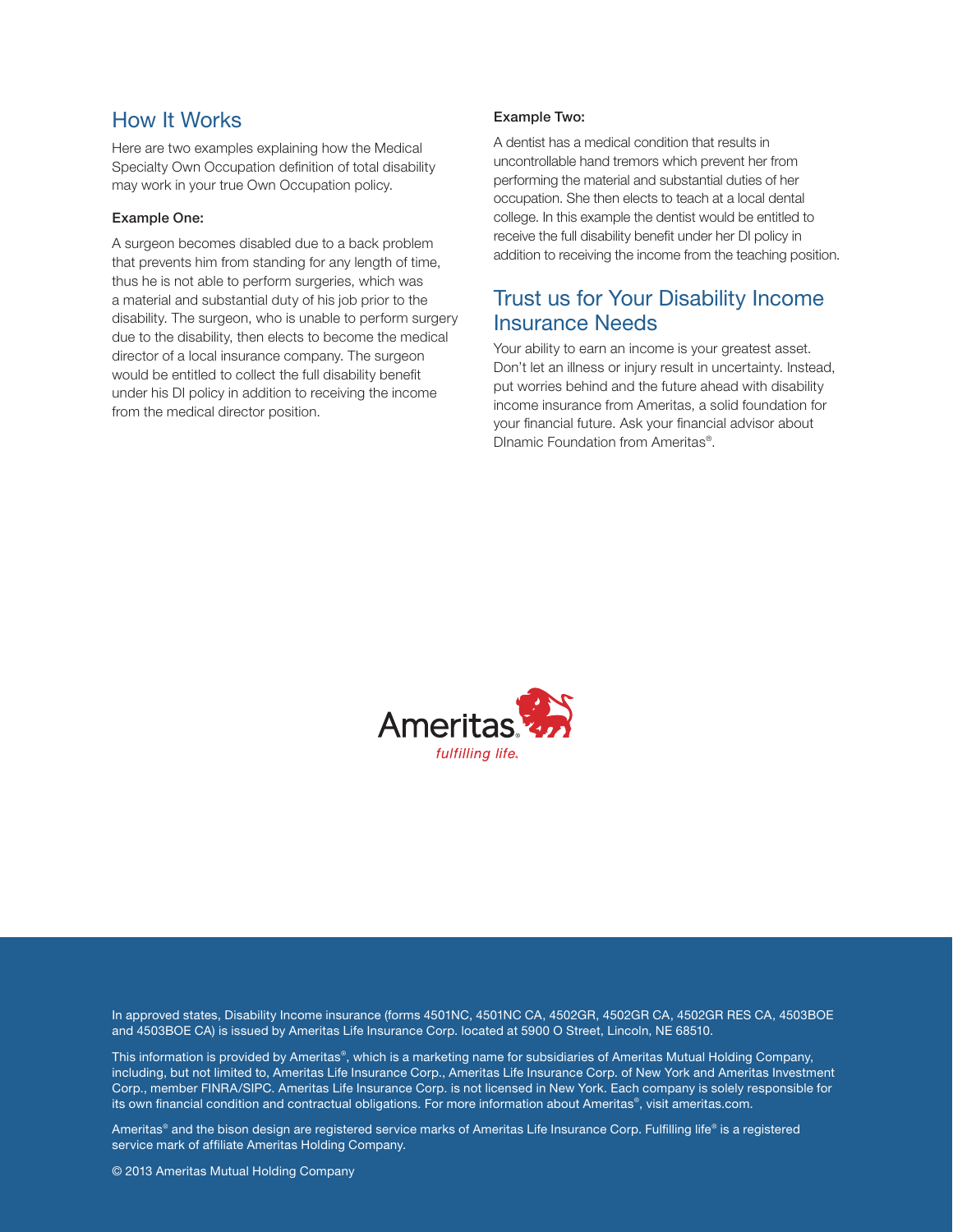## How It Works

Here are two examples explaining how the Medical Specialty Own Occupation definition of total disability may work in your true Own Occupation policy.

**Example One:**

A surgeon becomes disabled due to a back problem that prevents him from standing for any length of time, thus he is not able to perform surgeries, which was a material and substantial duty of his job prior to the disability. The surgeon, who is unable to perform surgery due to the disability, then elects to become the medical director of a local insurance company. The surgeon would be entitled to collect the full disability benefit under his DI policy in addition to receiving the income from the medical director position.

**Example Two:**

A dentist has a medical condition that results in uncontrollable hand tremors which prevent her from performing the material and substantial duties of her occupation. She then elects to teach at a local dental college. In this example the dentist would be entitled to receive the full disability benefit under her DI policy in addition to receiving the income from the teaching position.

## Trust us for Your Disability Income Insurance Needs

Your ability to earn an income is your greatest asset. Don't let an illness or injury result in uncertainty. Instead, put worries behind and the future ahead with disability income insurance from Ameritas, a solid foundation for your financial future. Ask your financial advisor about DInamic Foundation from Ameritas®.

Ameritas
*fulfilling life.*

In approved states, Disability Income insurance (forms 4501NC, 4501NC CA, 4502GR, 4502GR CA, 4502GR RES CA, 4503BOE and 4503BOE CA) is issued by Ameritas Life Insurance Corp. located at 5900 O Street, Lincoln, NE 68510.

This information is provided by Ameritas®, which is a marketing name for subsidiaries of Ameritas Mutual Holding Company, including, but not limited to, Ameritas Life Insurance Corp., Ameritas Life Insurance Corp. of New York and Ameritas Investment Corp., member FINRA/SIPC. Ameritas Life Insurance Corp. is not licensed in New York. Each company is solely responsible for its own financial condition and contractual obligations. For more information about Ameritas®, visit ameritas.com.

Ameritas® and the bison design are registered service marks of Ameritas Life Insurance Corp. Fulfilling life® is a registered service mark of affiliate Ameritas Holding Company.

© 2013 Ameritas Mutual Holding Company